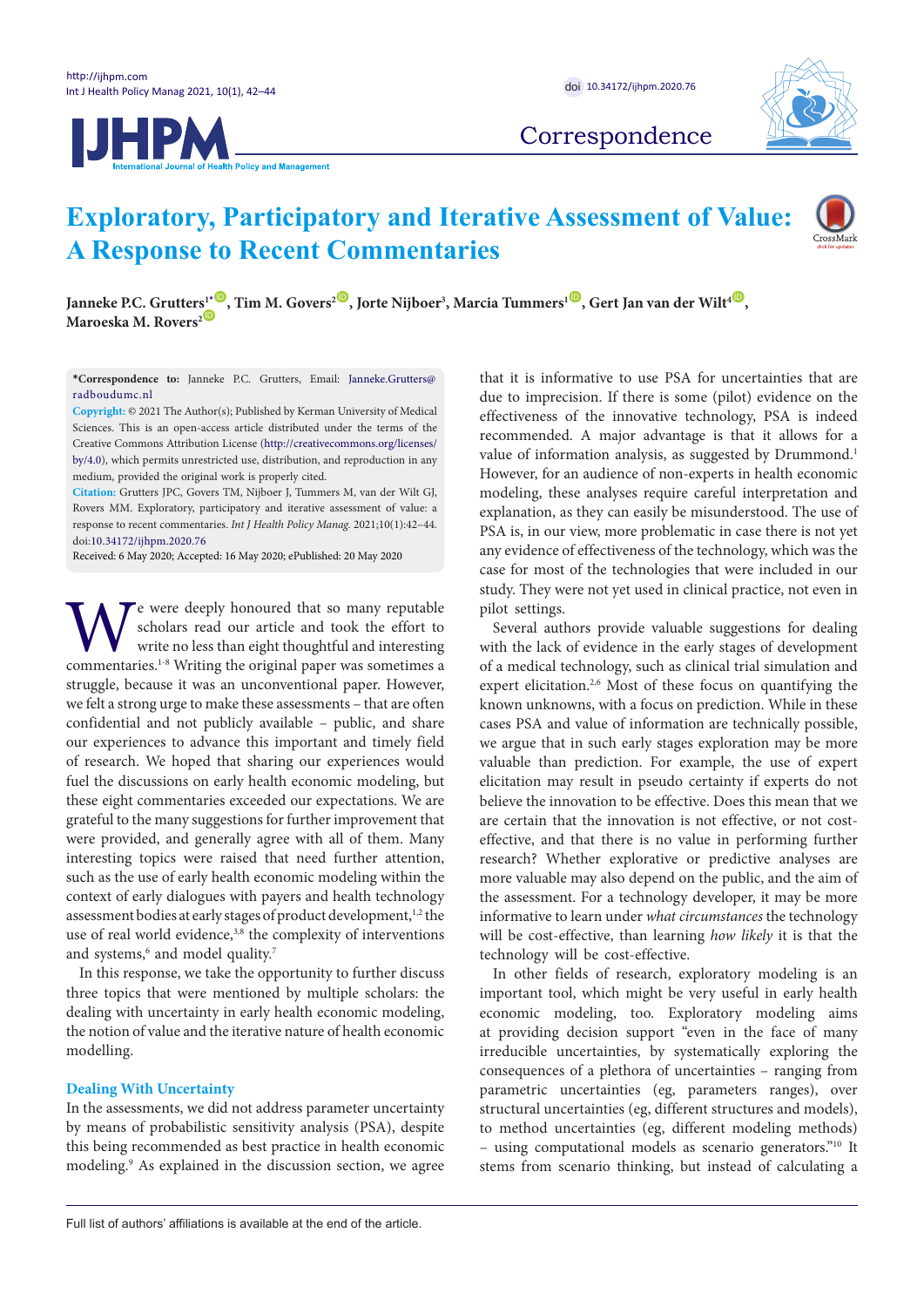Correspondence

# Exploratory, Participatory and Iterative Assessment of Value: A Response to Recent Commentaries

**Janneke P.C. Grutters[1*], Tim M. Govers[2], Jorte Nijboer[3], Marcia Tummers[1], Gert Jan van der Wilt[4], Maroeska M. Rovers[2]**

**\*Correspondence to:** Janneke P.C. Grutters, Email: Janneke.Grutters@radboudumc.nl

**Copyright:** © 2021 The Author(s); Published by Kerman University of Medical Sciences. This is an open-access article distributed under the terms of the Creative Commons Attribution License (http://creativecommons.org/licenses/by/4.0), which permits unrestricted use, distribution, and reproduction in any medium, provided the original work is properly cited.

**Citation:** Grutters JPC, Govers TM, Nijboer J, Tummers M, van der Wilt GJ, Rovers MM. Exploratory, participatory and iterative assessment of value: a response to recent commentaries. *Int J Health Policy Manag.* 2021;10(1):42–44. doi:10.34172/ijhpm.2020.76

Received: 6 May 2020; Accepted: 16 May 2020; ePublished: 20 May 2020

We were deeply honoured that so many reputable scholars read our article and took the effort to write no less than eight thoughtful and interesting commentaries.[1-8] Writing the original paper was sometimes a struggle, because it was an unconventional paper. However, we felt a strong urge to make these assessments – that are often confidential and not publicly available – public, and share our experiences to advance this important and timely field of research. We hoped that sharing our experiences would fuel the discussions on early health economic modeling, but these eight commentaries exceeded our expectations. We are grateful to the many suggestions for further improvement that were provided, and generally agree with all of them. Many interesting topics were raised that need further attention, such as the use of early health economic modeling within the context of early dialogues with payers and health technology assessment bodies at early stages of product development,[1,2] the use of real world evidence,[3,8] the complexity of interventions and systems,[6] and model quality.[7]

In this response, we take the opportunity to further discuss three topics that were mentioned by multiple scholars: the dealing with uncertainty in early health economic modeling, the notion of value and the iterative nature of health economic modelling.

## Dealing With Uncertainty

In the assessments, we did not address parameter uncertainty by means of probabilistic sensitivity analysis (PSA), despite this being recommended as best practice in health economic modeling.[9] As explained in the discussion section, we agree that it is informative to use PSA for uncertainties that are due to imprecision. If there is some (pilot) evidence on the effectiveness of the innovative technology, PSA is indeed recommended. A major advantage is that it allows for a value of information analysis, as suggested by Drummond.[1] However, for an audience of non-experts in health economic modeling, these analyses require careful interpretation and explanation, as they can easily be misunderstood. The use of PSA is, in our view, more problematic in case there is not yet any evidence of effectiveness of the technology, which was the case for most of the technologies that were included in our study. They were not yet used in clinical practice, not even in pilot settings.

Several authors provide valuable suggestions for dealing with the lack of evidence in the early stages of development of a medical technology, such as clinical trial simulation and expert elicitation.[2,6] Most of these focus on quantifying the known unknowns, with a focus on prediction. While in these cases PSA and value of information are technically possible, we argue that in such early stages exploration may be more valuable than prediction. For example, the use of expert elicitation may result in pseudo certainty if experts do not believe the innovation to be effective. Does this mean that we are certain that the innovation is not effective, or not cost-effective, and that there is no value in performing further research? Whether explorative or predictive analyses are more valuable may also depend on the public, and the aim of the assessment. For a technology developer, it may be more informative to learn under *what circumstances* the technology will be cost-effective, than learning *how likely* it is that the technology will be cost-effective.

In other fields of research, exploratory modeling is an important tool, which might be very useful in early health economic modeling, too. Exploratory modeling aims at providing decision support "even in the face of many irreducible uncertainties, by systematically exploring the consequences of a plethora of uncertainties – ranging from parametric uncertainties (eg, parameters ranges), over structural uncertainties (eg, different structures and models), to method uncertainties (eg, different modeling methods) – using computational models as scenario generators."[10] It stems from scenario thinking, but instead of calculating a

Full list of authors' affiliations is available at the end of the article.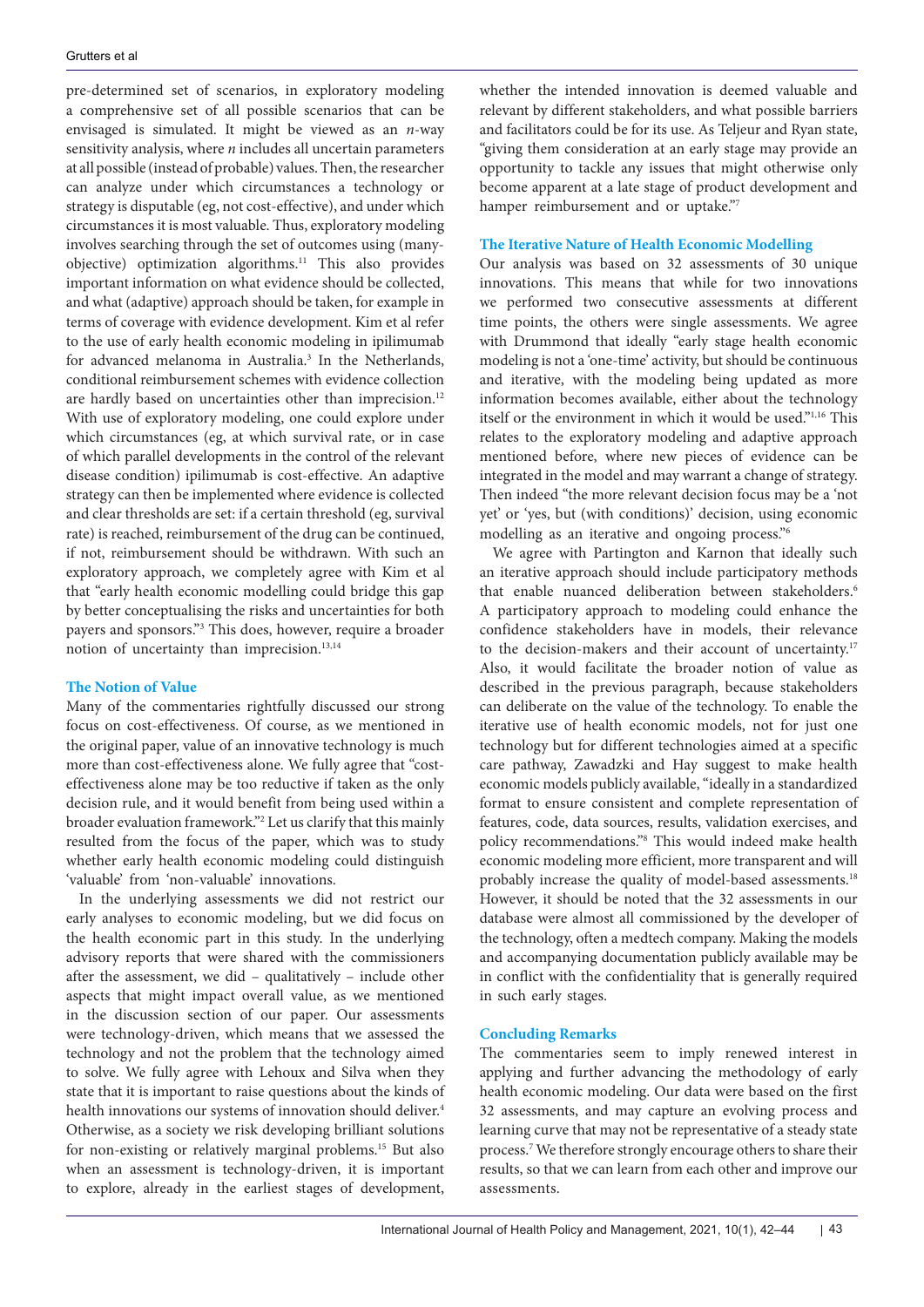pre-determined set of scenarios, in exploratory modeling a comprehensive set of all possible scenarios that can be envisaged is simulated. It might be viewed as an *n*-way sensitivity analysis, where *n* includes all uncertain parameters at all possible (instead of probable) values. Then, the researcher can analyze under which circumstances a technology or strategy is disputable (eg, not cost-effective), and under which circumstances it is most valuable. Thus, exploratory modeling involves searching through the set of outcomes using (many-objective) optimization algorithms.[11] This also provides important information on what evidence should be collected, and what (adaptive) approach should be taken, for example in terms of coverage with evidence development. Kim et al refer to the use of early health economic modeling in ipilimumab for advanced melanoma in Australia.[3] In the Netherlands, conditional reimbursement schemes with evidence collection are hardly based on uncertainties other than imprecision.[12] With use of exploratory modeling, one could explore under which circumstances (eg, at which survival rate, or in case of which parallel developments in the control of the relevant disease condition) ipilimumab is cost-effective. An adaptive strategy can then be implemented where evidence is collected and clear thresholds are set: if a certain threshold (eg, survival rate) is reached, reimbursement of the drug can be continued, if not, reimbursement should be withdrawn. With such an exploratory approach, we completely agree with Kim et al that "early health economic modelling could bridge this gap by better conceptualising the risks and uncertainties for both payers and sponsors."[3] This does, however, require a broader notion of uncertainty than imprecision.[13,14]

## The Notion of Value

Many of the commentaries rightfully discussed our strong focus on cost-effectiveness. Of course, as we mentioned in the original paper, value of an innovative technology is much more than cost-effectiveness alone. We fully agree that "cost-effectiveness alone may be too reductive if taken as the only decision rule, and it would benefit from being used within a broader evaluation framework."[2] Let us clarify that this mainly resulted from the focus of the paper, which was to study whether early health economic modeling could distinguish 'valuable' from 'non-valuable' innovations.

In the underlying assessments we did not restrict our early analyses to economic modeling, but we did focus on the health economic part in this study. In the underlying advisory reports that were shared with the commissioners after the assessment, we did – qualitatively – include other aspects that might impact overall value, as we mentioned in the discussion section of our paper. Our assessments were technology-driven, which means that we assessed the technology and not the problem that the technology aimed to solve. We fully agree with Lehoux and Silva when they state that it is important to raise questions about the kinds of health innovations our systems of innovation should deliver.[4] Otherwise, as a society we risk developing brilliant solutions for non-existing or relatively marginal problems.[15] But also when an assessment is technology-driven, it is important to explore, already in the earliest stages of development, whether the intended innovation is deemed valuable and relevant by different stakeholders, and what possible barriers and facilitators could be for its use. As Teljeur and Ryan state, "giving them consideration at an early stage may provide an opportunity to tackle any issues that might otherwise only become apparent at a late stage of product development and hamper reimbursement and or uptake."[7]

## The Iterative Nature of Health Economic Modelling

Our analysis was based on 32 assessments of 30 unique innovations. This means that while for two innovations we performed two consecutive assessments at different time points, the others were single assessments. We agree with Drummond that ideally "early stage health economic modeling is not a 'one-time' activity, but should be continuous and iterative, with the modeling being updated as more information becomes available, either about the technology itself or the environment in which it would be used."[1,16] This relates to the exploratory modeling and adaptive approach mentioned before, where new pieces of evidence can be integrated in the model and may warrant a change of strategy. Then indeed "the more relevant decision focus may be a 'not yet' or 'yes, but (with conditions)' decision, using economic modelling as an iterative and ongoing process."[6]

We agree with Partington and Karnon that ideally such an iterative approach should include participatory methods that enable nuanced deliberation between stakeholders.[6] A participatory approach to modeling could enhance the confidence stakeholders have in models, their relevance to the decision-makers and their account of uncertainty.[17] Also, it would facilitate the broader notion of value as described in the previous paragraph, because stakeholders can deliberate on the value of the technology. To enable the iterative use of health economic models, not for just one technology but for different technologies aimed at a specific care pathway, Zawadzki and Hay suggest to make health economic models publicly available, "ideally in a standardized format to ensure consistent and complete representation of features, code, data sources, results, validation exercises, and policy recommendations."[8] This would indeed make health economic modeling more efficient, more transparent and will probably increase the quality of model-based assessments.[18] However, it should be noted that the 32 assessments in our database were almost all commissioned by the developer of the technology, often a medtech company. Making the models and accompanying documentation publicly available may be in conflict with the confidentiality that is generally required in such early stages.

## Concluding Remarks

The commentaries seem to imply renewed interest in applying and further advancing the methodology of early health economic modeling. Our data were based on the first 32 assessments, and may capture an evolving process and learning curve that may not be representative of a steady state process.[7] We therefore strongly encourage others to share their results, so that we can learn from each other and improve our assessments.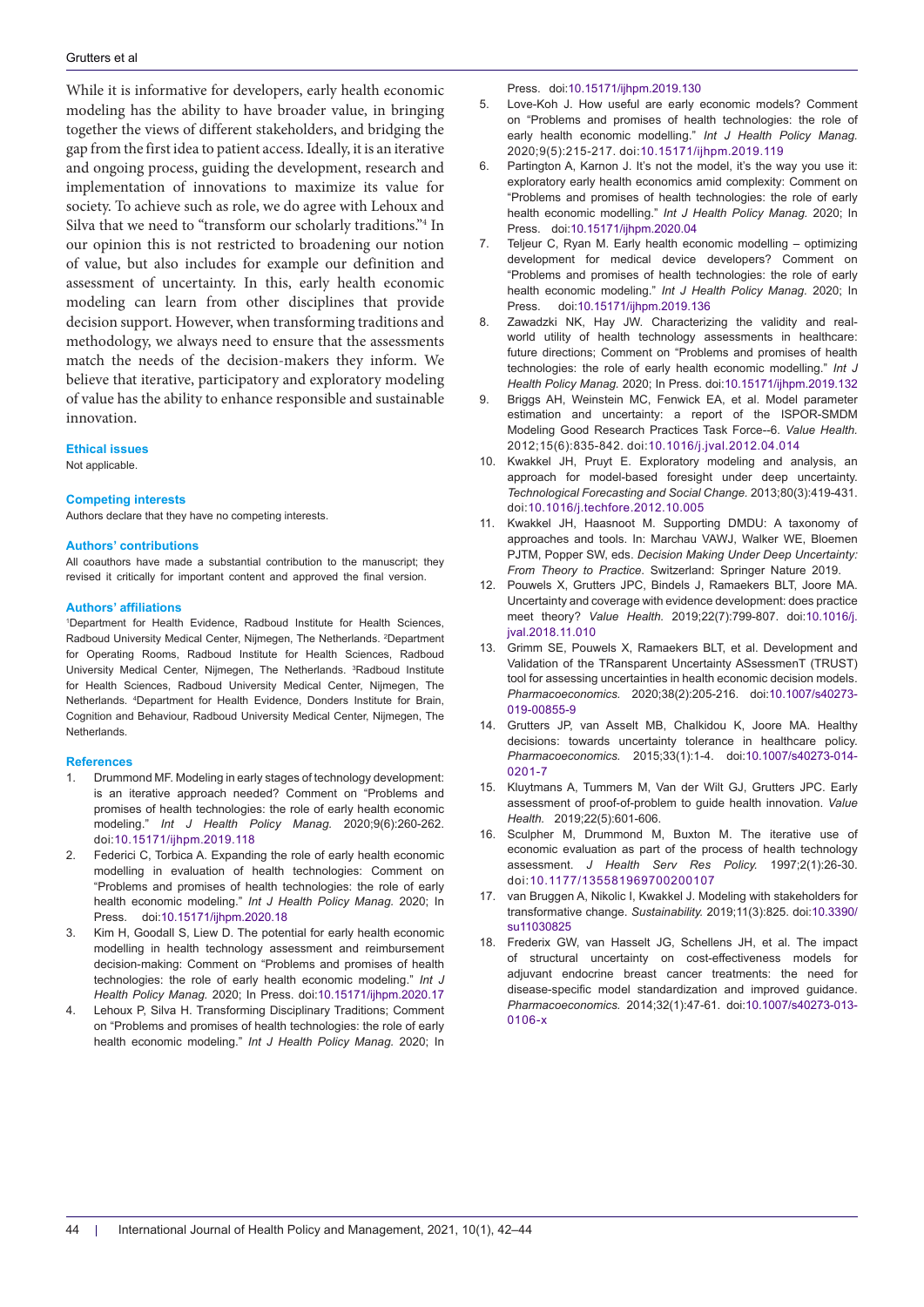While it is informative for developers, early health economic modeling has the ability to have broader value, in bringing together the views of different stakeholders, and bridging the gap from the first idea to patient access. Ideally, it is an iterative and ongoing process, guiding the development, research and implementation of innovations to maximize its value for society. To achieve such as role, we do agree with Lehoux and Silva that we need to "transform our scholarly traditions."[4] In our opinion this is not restricted to broadening our notion of value, but also includes for example our definition and assessment of uncertainty. In this, early health economic modeling can learn from other disciplines that provide decision support. However, when transforming traditions and methodology, we always need to ensure that the assessments match the needs of the decision-makers they inform. We believe that iterative, participatory and exploratory modeling of value has the ability to enhance responsible and sustainable innovation.

### Ethical issues

Not applicable.

### Competing interests

Authors declare that they have no competing interests.

### Authors' contributions

All coauthors have made a substantial contribution to the manuscript; they revised it critically for important content and approved the final version.

### Authors' affiliations

[1]Department for Health Evidence, Radboud Institute for Health Sciences, Radboud University Medical Center, Nijmegen, The Netherlands. [2]Department for Operating Rooms, Radboud Institute for Health Sciences, Radboud University Medical Center, Nijmegen, The Netherlands. [3]Radboud Institute for Health Sciences, Radboud University Medical Center, Nijmegen, The Netherlands. [4]Department for Health Evidence, Donders Institute for Brain, Cognition and Behaviour, Radboud University Medical Center, Nijmegen, The Netherlands.

### References

1. Drummond MF. Modeling in early stages of technology development: is an iterative approach needed? Comment on "Problems and promises of health technologies: the role of early health economic modeling." *Int J Health Policy Manag.* 2020;9(6):260-262. doi:10.15171/ijhpm.2019.118
2. Federici C, Torbica A. Expanding the role of early health economic modelling in evaluation of health technologies: Comment on "Problems and promises of health technologies: the role of early health economic modeling." *Int J Health Policy Manag.* 2020; In Press. doi:10.15171/ijhpm.2020.18
3. Kim H, Goodall S, Liew D. The potential for early health economic modelling in health technology assessment and reimbursement decision-making: Comment on "Problems and promises of health technologies: the role of early health economic modeling." *Int J Health Policy Manag.* 2020; In Press. doi:10.15171/ijhpm.2020.17
4. Lehoux P, Silva H. Transforming Disciplinary Traditions; Comment on "Problems and promises of health technologies: the role of early health economic modeling." *Int J Health Policy Manag.* 2020; In Press. doi:10.15171/ijhpm.2019.130
5. Love-Koh J. How useful are early economic models? Comment on "Problems and promises of health technologies: the role of early health economic modelling." *Int J Health Policy Manag.* 2020;9(5):215-217. doi:10.15171/ijhpm.2019.119
6. Partington A, Karnon J. It's not the model, it's the way you use it: exploratory early health economics amid complexity: Comment on "Problems and promises of health technologies: the role of early health economic modelling." *Int J Health Policy Manag.* 2020; In Press. doi:10.15171/ijhpm.2020.04
7. Teljeur C, Ryan M. Early health economic modelling – optimizing development for medical device developers? Comment on "Problems and promises of health technologies: the role of early health economic modeling." *Int J Health Policy Manag.* 2020; In Press. doi:10.15171/ijhpm.2019.136
8. Zawadzki NK, Hay JW. Characterizing the validity and real-world utility of health technology assessments in healthcare: future directions; Comment on "Problems and promises of health technologies: the role of early health economic modelling." *Int J Health Policy Manag.* 2020; In Press. doi:10.15171/ijhpm.2019.132
9. Briggs AH, Weinstein MC, Fenwick EA, et al. Model parameter estimation and uncertainty: a report of the ISPOR-SMDM Modeling Good Research Practices Task Force--6. *Value Health.* 2012;15(6):835-842. doi:10.1016/j.jval.2012.04.014
10. Kwakkel JH, Pruyt E. Exploratory modeling and analysis, an approach for model-based foresight under deep uncertainty. *Technological Forecasting and Social Change.* 2013;80(3):419-431. doi:10.1016/j.techfore.2012.10.005
11. Kwakkel JH, Haasnoot M. Supporting DMDU: A taxonomy of approaches and tools. In: Marchau VAWJ, Walker WE, Bloemen PJTM, Popper SW, eds. *Decision Making Under Deep Uncertainty: From Theory to Practice.* Switzerland: Springer Nature 2019.
12. Pouwels X, Grutters JPC, Bindels J, Ramaekers BLT, Joore MA. Uncertainty and coverage with evidence development: does practice meet theory? *Value Health.* 2019;22(7):799-807. doi:10.1016/j.jval.2018.11.010
13. Grimm SE, Pouwels X, Ramaekers BLT, et al. Development and Validation of the TRansparent Uncertainty ASsessmenT (TRUST) tool for assessing uncertainties in health economic decision models. *Pharmacoeconomics.* 2020;38(2):205-216. doi:10.1007/s40273-019-00855-9
14. Grutters JP, van Asselt MB, Chalkidou K, Joore MA. Healthy decisions: towards uncertainty tolerance in healthcare policy. *Pharmacoeconomics.* 2015;33(1):1-4. doi:10.1007/s40273-014-0201-7
15. Kluytmans A, Tummers M, Van der Wilt GJ, Grutters JPC. Early assessment of proof-of-problem to guide health innovation. *Value Health.* 2019;22(5):601-606.
16. Sculpher M, Drummond M, Buxton M. The iterative use of economic evaluation as part of the process of health technology assessment. *J Health Serv Res Policy.* 1997;2(1):26-30. doi:10.1177/135581969700200107
17. van Bruggen A, Nikolic I, Kwakkel J. Modeling with stakeholders for transformative change. *Sustainability.* 2019;11(3):825. doi:10.3390/su11030825
18. Frederix GW, van Hasselt JG, Schellens JH, et al. The impact of structural uncertainty on cost-effectiveness models for adjuvant endocrine breast cancer treatments: the need for disease-specific model standardization and improved guidance. *Pharmacoeconomics.* 2014;32(1):47-61. doi:10.1007/s40273-013-0106-x